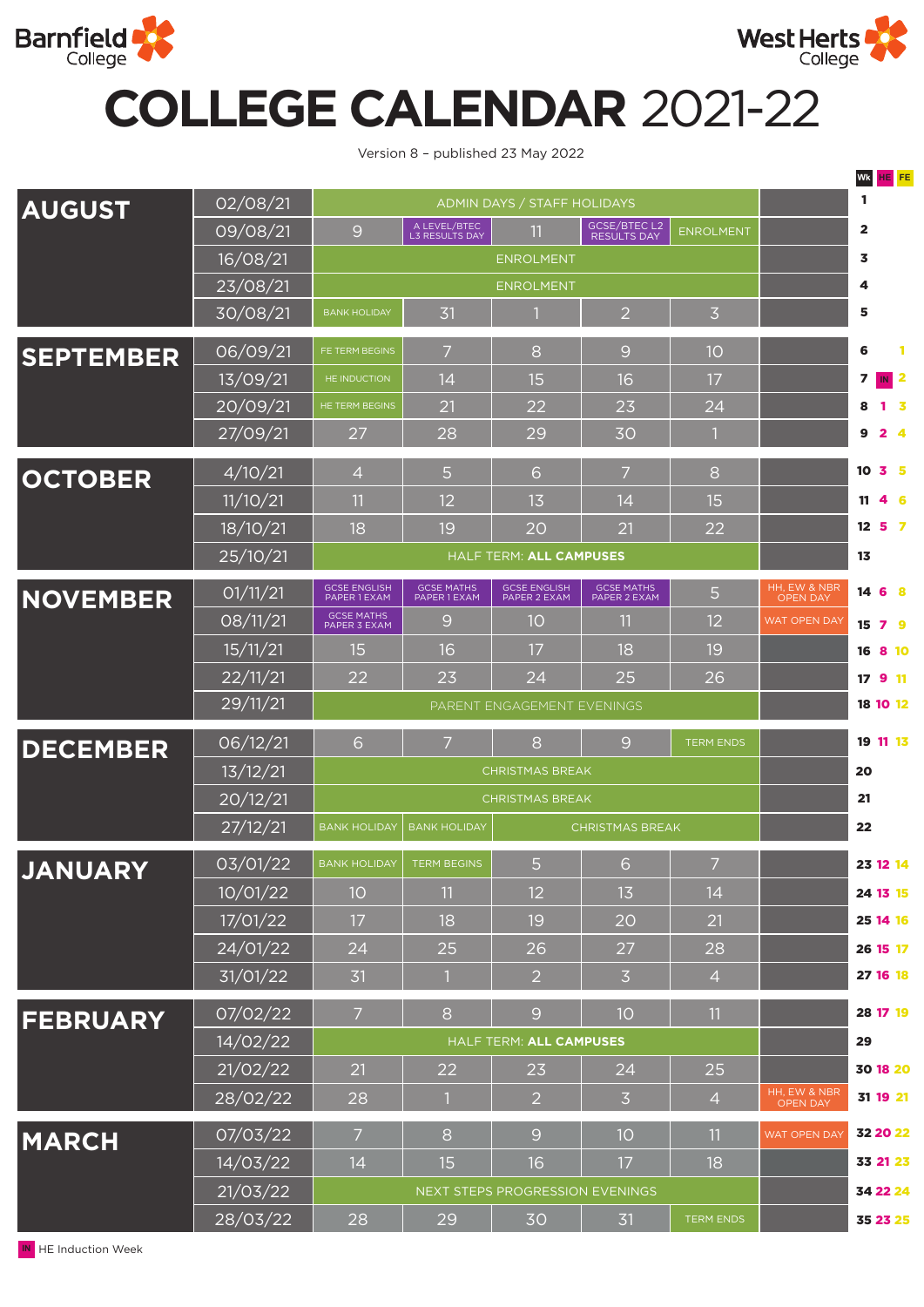Barnfield College

West Herts College

# COLLEGE CALENDAR 2021-22

Version 8 – published 23 May 2022

| Month | Week commencing | Mon | Tue | Wed | Thu | Fri | | Wk | HE | FE |
|---|---|---|---|---|---|---|---|---|---|---|
| AUGUST | 02/08/21 | ADMIN DAYS / STAFF HOLIDAYS | | | | | | 1 | | |
| | 09/08/21 | 9 | A LEVEL/BTEC L3 RESULTS DAY | 11 | GCSE/BTEC L2 RESULTS DAY | ENROLMENT | | 2 | | |
| | 16/08/21 | ENROLMENT | | | | | | 3 | | |
| | 23/08/21 | ENROLMENT | | | | | | 4 | | |
| | 30/08/21 | BANK HOLIDAY | 31 | 1 | 2 | 3 | | 5 | | |
| SEPTEMBER | 06/09/21 | FE TERM BEGINS | 7 | 8 | 9 | 10 | | 6 | | 1 |
| | 13/09/21 | HE INDUCTION | 14 | 15 | 16 | 17 | | 7 | IN | 2 |
| | 20/09/21 | HE TERM BEGINS | 21 | 22 | 23 | 24 | | 8 | 1 | 3 |
| | 27/09/21 | 27 | 28 | 29 | 30 | 1 | | 9 | 2 | 4 |
| OCTOBER | 4/10/21 | 4 | 5 | 6 | 7 | 8 | | 10 | 3 | 5 |
| | 11/10/21 | 11 | 12 | 13 | 14 | 15 | | 11 | 4 | 6 |
| | 18/10/21 | 18 | 19 | 20 | 21 | 22 | | 12 | 5 | 7 |
| | 25/10/21 | HALF TERM: **ALL CAMPUSES** | | | | | | 13 | | |
| NOVEMBER | 01/11/21 | GCSE ENGLISH PAPER 1 EXAM | GCSE MATHS PAPER 1 EXAM | GCSE ENGLISH PAPER 2 EXAM | GCSE MATHS PAPER 2 EXAM | 5 | HH, EW & NBR OPEN DAY | 14 | 6 | 8 |
| | 08/11/21 | GCSE MATHS PAPER 3 EXAM | 9 | 10 | 11 | 12 | WAT OPEN DAY | 15 | 7 | 9 |
| | 15/11/21 | 15 | 16 | 17 | 18 | 19 | | 16 | 8 | 10 |
| | 22/11/21 | 22 | 23 | 24 | 25 | 26 | | 17 | 9 | 11 |
| | 29/11/21 | PARENT ENGAGEMENT EVENINGS | | | | | | 18 | 10 | 12 |
| DECEMBER | 06/12/21 | 6 | 7 | 8 | 9 | TERM ENDS | | 19 | 11 | 13 |
| | 13/12/21 | CHRISTMAS BREAK | | | | | | 20 | | |
| | 20/12/21 | CHRISTMAS BREAK | | | | | | 21 | | |
| | 27/12/21 | BANK HOLIDAY | BANK HOLIDAY | CHRISTMAS BREAK | | | | 22 | | |
| JANUARY | 03/01/22 | BANK HOLIDAY | TERM BEGINS | 5 | 6 | 7 | | 23 | 12 | 14 |
| | 10/01/22 | 10 | 11 | 12 | 13 | 14 | | 24 | 13 | 15 |
| | 17/01/22 | 17 | 18 | 19 | 20 | 21 | | 25 | 14 | 16 |
| | 24/01/22 | 24 | 25 | 26 | 27 | 28 | | 26 | 15 | 17 |
| | 31/01/22 | 31 | 1 | 2 | 3 | 4 | | 27 | 16 | 18 |
| FEBRUARY | 07/02/22 | 7 | 8 | 9 | 10 | 11 | | 28 | 17 | 19 |
| | 14/02/22 | HALF TERM: **ALL CAMPUSES** | | | | | | 29 | | |
| | 21/02/22 | 21 | 22 | 23 | 24 | 25 | | 30 | 18 | 20 |
| | 28/02/22 | 28 | 1 | 2 | 3 | 4 | HH, EW & NBR OPEN DAY | 31 | 19 | 21 |
| MARCH | 07/03/22 | 7 | 8 | 9 | 10 | 11 | WAT OPEN DAY | 32 | 20 | 22 |
| | 14/03/22 | 14 | 15 | 16 | 17 | 18 | | 33 | 21 | 23 |
| | 21/03/22 | NEXT STEPS PROGRESSION EVENINGS | | | | | | 34 | 22 | 24 |
| | 28/03/22 | 28 | 29 | 30 | 31 | TERM ENDS | | 35 | 23 | 25 |

IN HE Induction Week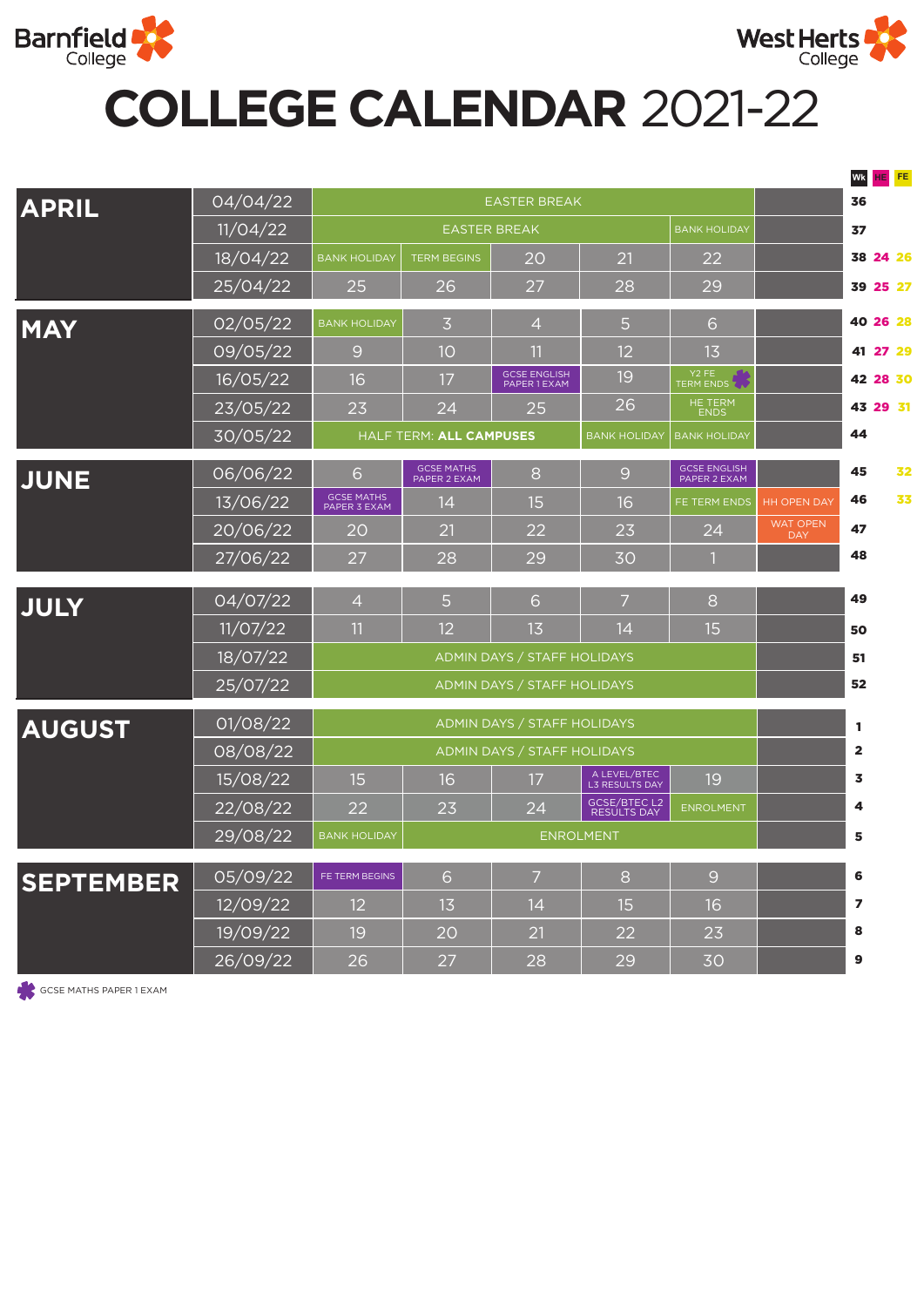Barfield College

West Herts College

# COLLEGE CALENDAR 2021-22

| Month | Week commencing | Mon | Tue | Wed | Thu | Fri | | Wk | HE | FE |
|---|---|---|---|---|---|---|---|---|---|---|
| APRIL | 04/04/22 | EASTER BREAK | | | | | | 36 | | |
| | 11/04/22 | EASTER BREAK | | | | BANK HOLIDAY | | 37 | | |
| | 18/04/22 | BANK HOLIDAY | TERM BEGINS | 20 | 21 | 22 | | 38 | 24 | 26 |
| | 25/04/22 | 25 | 26 | 27 | 28 | 29 | | 39 | 25 | 27 |
| MAY | 02/05/22 | BANK HOLIDAY | 3 | 4 | 5 | 6 | | 40 | 26 | 28 |
| | 09/05/22 | 9 | 10 | 11 | 12 | 13 | | 41 | 27 | 29 |
| | 16/05/22 | 16 | 17 | GCSE ENGLISH PAPER 1 EXAM | 19 | Y2 FE TERM ENDS ✱ | | 42 | 28 | 30 |
| | 23/05/22 | 23 | 24 | 25 | 26 | HE TERM ENDS | | 43 | 29 | 31 |
| | 30/05/22 | HALF TERM: **ALL CAMPUSES** | | | BANK HOLIDAY | BANK HOLIDAY | | 44 | | |
| JUNE | 06/06/22 | 6 | GCSE MATHS PAPER 2 EXAM | 8 | 9 | GCSE ENGLISH PAPER 2 EXAM | | 45 | | 32 |
| | 13/06/22 | GCSE MATHS PAPER 3 EXAM | 14 | 15 | 16 | FE TERM ENDS | HH OPEN DAY | 46 | | 33 |
| | 20/06/22 | 20 | 21 | 22 | 23 | 24 | WAT OPEN DAY | 47 | | |
| | 27/06/22 | 27 | 28 | 29 | 30 | 1 | | 48 | | |
| JULY | 04/07/22 | 4 | 5 | 6 | 7 | 8 | | 49 | | |
| | 11/07/22 | 11 | 12 | 13 | 14 | 15 | | 50 | | |
| | 18/07/22 | ADMIN DAYS / STAFF HOLIDAYS | | | | | | 51 | | |
| | 25/07/22 | ADMIN DAYS / STAFF HOLIDAYS | | | | | | 52 | | |
| AUGUST | 01/08/22 | ADMIN DAYS / STAFF HOLIDAYS | | | | | | 1 | | |
| | 08/08/22 | ADMIN DAYS / STAFF HOLIDAYS | | | | | | 2 | | |
| | 15/08/22 | 15 | 16 | 17 | A LEVEL/BTEC L3 RESULTS DAY | 19 | | 3 | | |
| | 22/08/22 | 22 | 23 | 24 | GCSE/BTEC L2 RESULTS DAY | ENROLMENT | | 4 | | |
| | 29/08/22 | BANK HOLIDAY | ENROLMENT | | | | | 5 | | |
| SEPTEMBER | 05/09/22 | FE TERM BEGINS | 6 | 7 | 8 | 9 | | 6 | | |
| | 12/09/22 | 12 | 13 | 14 | 15 | 16 | | 7 | | |
| | 19/09/22 | 19 | 20 | 21 | 22 | 23 | | 8 | | |
| | 26/09/22 | 26 | 27 | 28 | 29 | 30 | | 9 | | |

✱ GCSE MATHS PAPER 1 EXAM